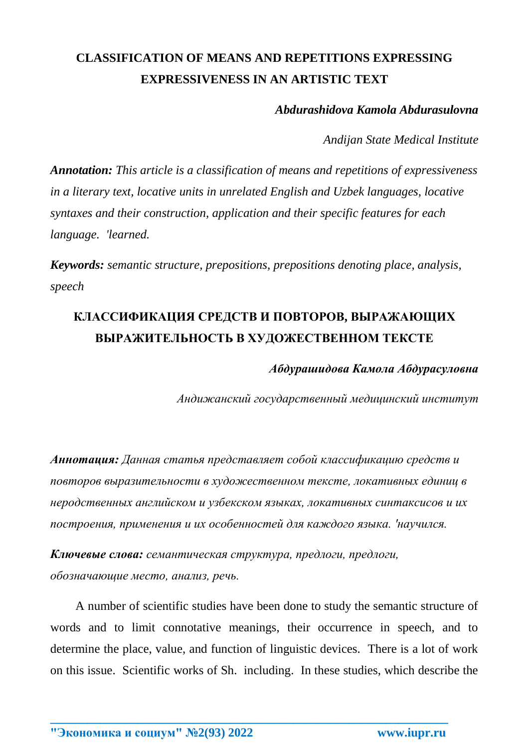# CLASSIFICATION OF MEANS AND REPETITIONS EXPRESSING EXPRESSIVENESS IN AN ARTISTIC TEXT

***Abdurashidova Kamola Abdurasulovna***

*Andijan State Medical Institute*

***Annotation:*** *This article is a classification of means and repetitions of expressiveness in a literary text, locative units in unrelated English and Uzbek languages, locative syntaxes and their construction, application and their specific features for each language. 'learned.*

***Keywords:*** *semantic structure, prepositions, prepositions denoting place, analysis, speech*

# КЛАССИФИКАЦИЯ СРЕДСТВ И ПОВТОРОВ, ВЫРАЖАЮЩИХ ВЫРАЖИТЕЛЬНОСТЬ В ХУДОЖЕСТВЕННОМ ТЕКСТЕ

***Абдурашидова Камола Абдурасуловна***

*Андижанский государственный медицинский институт*

***Аннотация:*** *Данная статья представляет собой классификацию средств и повторов выразительности в художественном тексте, локативных единиц в неродственных английском и узбекском языках, локативных синтаксисов и их построения, применения и их особенностей для каждого языка. 'научился.*

***Ключевые слова:*** *семантическая структура, предлоги, предлоги, обозначающие место, анализ, речь.*

A number of scientific studies have been done to study the semantic structure of words and to limit connotative meanings, their occurrence in speech, and to determine the place, value, and function of linguistic devices. There is a lot of work on this issue. Scientific works of Sh. including. In these studies, which describe the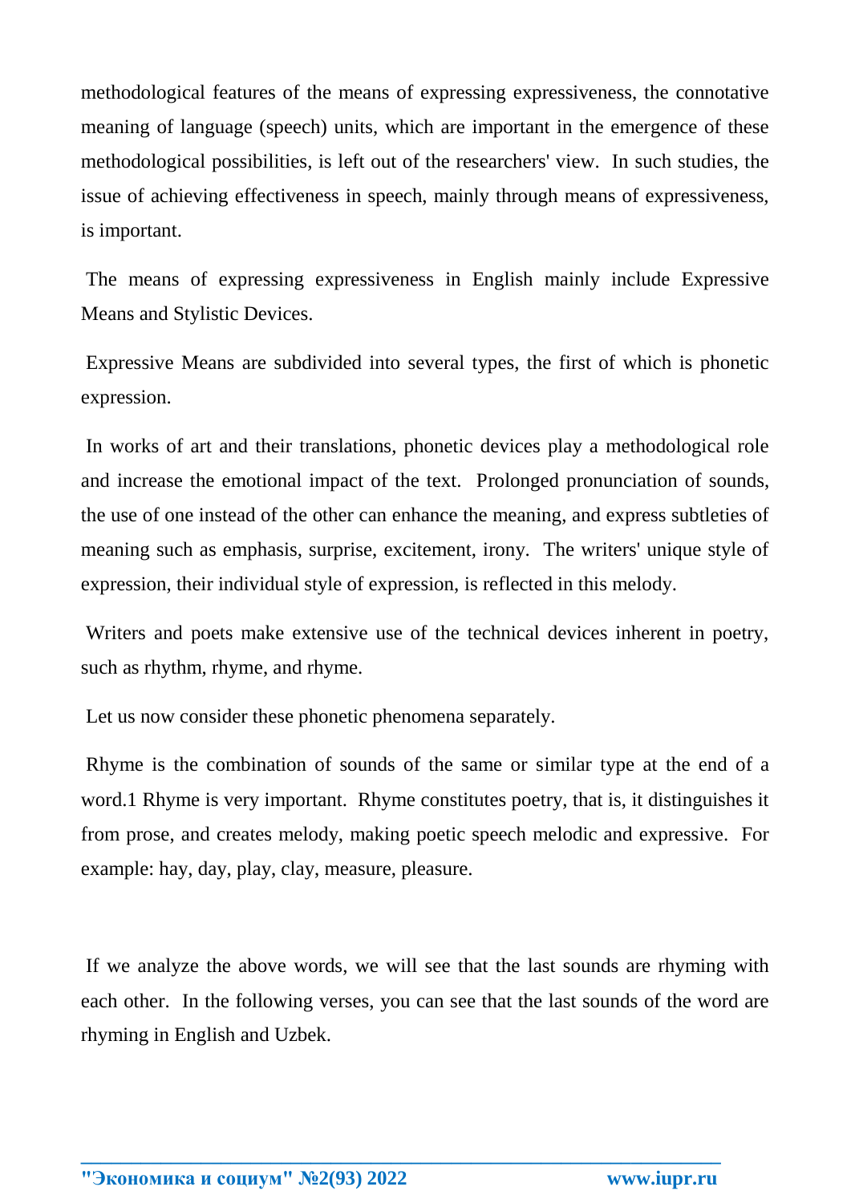methodological features of the means of expressing expressiveness, the connotative meaning of language (speech) units, which are important in the emergence of these methodological possibilities, is left out of the researchers' view. In such studies, the issue of achieving effectiveness in speech, mainly through means of expressiveness, is important.

The means of expressing expressiveness in English mainly include Expressive Means and Stylistic Devices.

Expressive Means are subdivided into several types, the first of which is phonetic expression.

In works of art and their translations, phonetic devices play a methodological role and increase the emotional impact of the text. Prolonged pronunciation of sounds, the use of one instead of the other can enhance the meaning, and express subtleties of meaning such as emphasis, surprise, excitement, irony. The writers' unique style of expression, their individual style of expression, is reflected in this melody.

Writers and poets make extensive use of the technical devices inherent in poetry, such as rhythm, rhyme, and rhyme.

Let us now consider these phonetic phenomena separately.

Rhyme is the combination of sounds of the same or similar type at the end of a word.1 Rhyme is very important. Rhyme constitutes poetry, that is, it distinguishes it from prose, and creates melody, making poetic speech melodic and expressive. For example: hay, day, play, clay, measure, pleasure.

If we analyze the above words, we will see that the last sounds are rhyming with each other. In the following verses, you can see that the last sounds of the word are rhyming in English and Uzbek.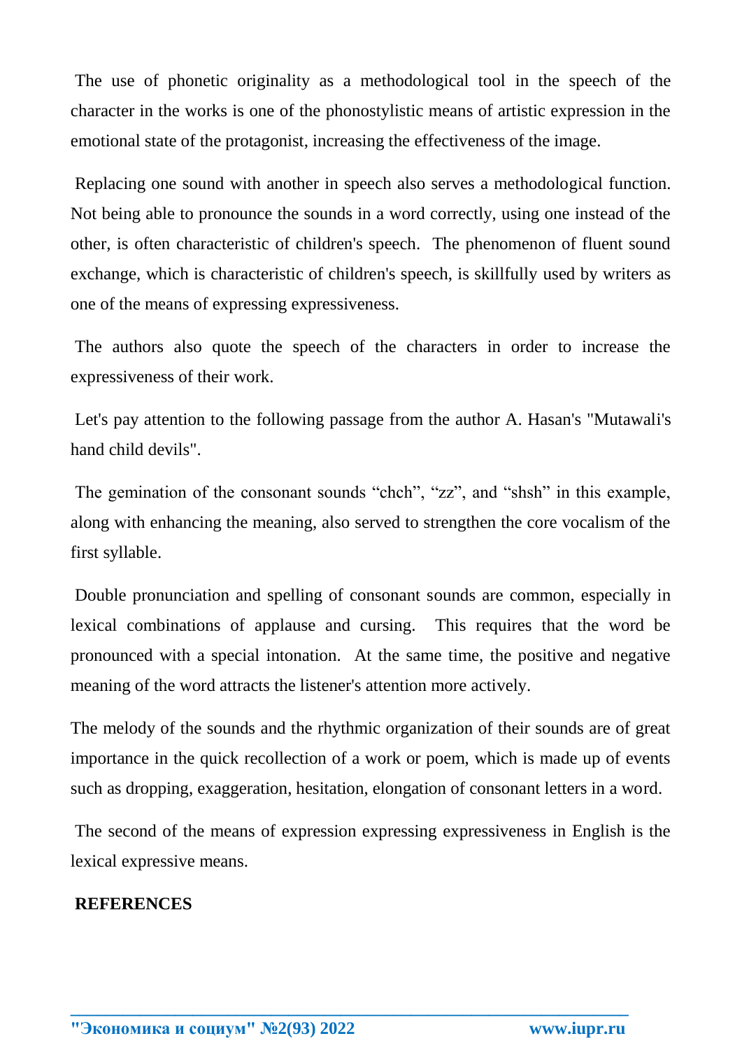The use of phonetic originality as a methodological tool in the speech of the character in the works is one of the phonostylistic means of artistic expression in the emotional state of the protagonist, increasing the effectiveness of the image.

Replacing one sound with another in speech also serves a methodological function. Not being able to pronounce the sounds in a word correctly, using one instead of the other, is often characteristic of children's speech. The phenomenon of fluent sound exchange, which is characteristic of children's speech, is skillfully used by writers as one of the means of expressing expressiveness.

The authors also quote the speech of the characters in order to increase the expressiveness of their work.

Let's pay attention to the following passage from the author A. Hasan's "Mutawali's hand child devils".

The gemination of the consonant sounds “chch”, “zz”, and “shsh” in this example, along with enhancing the meaning, also served to strengthen the core vocalism of the first syllable.

Double pronunciation and spelling of consonant sounds are common, especially in lexical combinations of applause and cursing. This requires that the word be pronounced with a special intonation. At the same time, the positive and negative meaning of the word attracts the listener's attention more actively.

The melody of the sounds and the rhythmic organization of their sounds are of great importance in the quick recollection of a work or poem, which is made up of events such as dropping, exaggeration, hesitation, elongation of consonant letters in a word.

The second of the means of expression expressing expressiveness in English is the lexical expressive means.

**REFERENCES**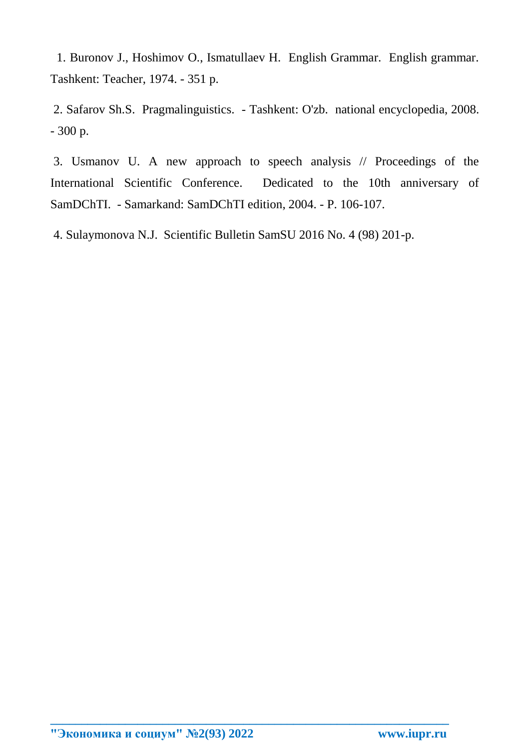1. Buronov J., Hoshimov O., Ismatullaev H. English Grammar. English grammar. Tashkent: Teacher, 1974. - 351 p.

2. Safarov Sh.S. Pragmalinguistics. - Tashkent: O'zb. national encyclopedia, 2008. - 300 p.

3. Usmanov U. A new approach to speech analysis // Proceedings of the International Scientific Conference. Dedicated to the 10th anniversary of SamDChTI. - Samarkand: SamDChTI edition, 2004. - P. 106-107.

4. Sulaymonova N.J. Scientific Bulletin SamSU 2016 No. 4 (98) 201-p.